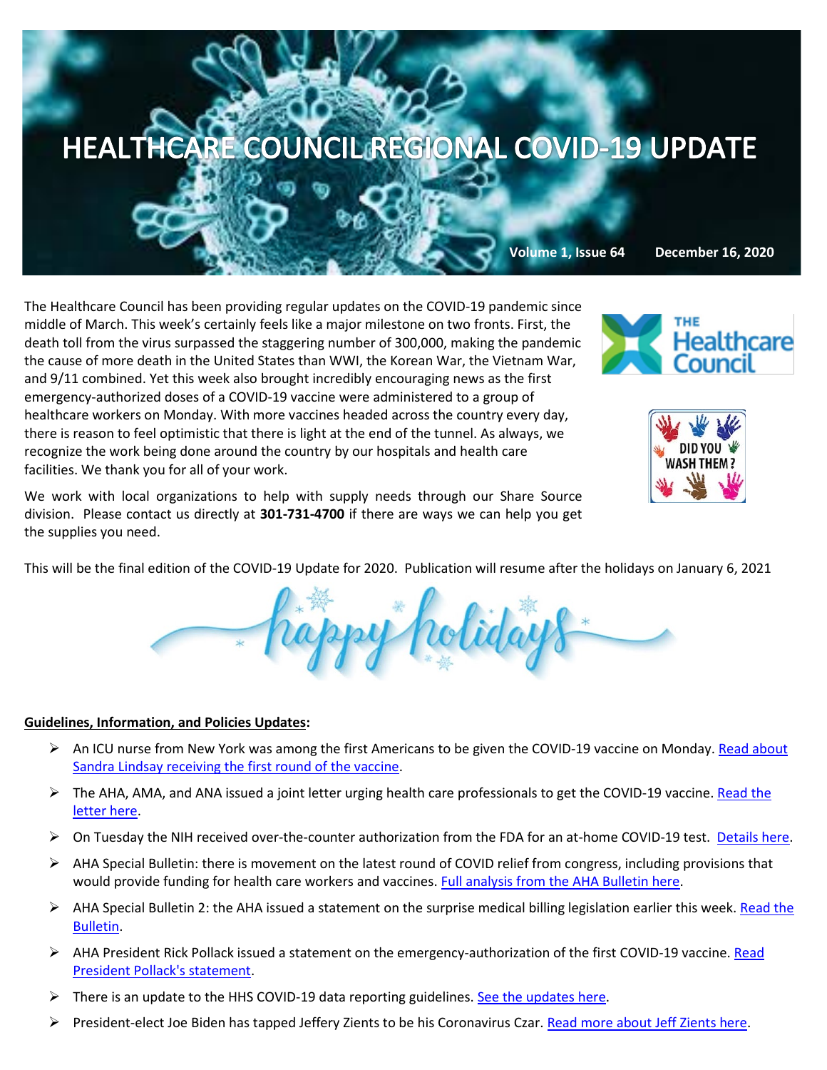# HEALTHCARE COUNCIL REGIONAL COVID-19 UPDATE

**Volume 1, Issue 64 December 16, 2020**

The Healthcare Council has been providing regular updates on the COVID-19 pandemic since middle of March. This week's certainly feels like a major milestone on two fronts. First, the death toll from the virus surpassed the staggering number of 300,000, making the pandemic the cause of more death in the United States than WWI, the Korean War, the Vietnam War, and 9/11 combined. Yet this week also brought incredibly encouraging news as the first emergency-authorized doses of a COVID-19 vaccine were administered to a group of healthcare workers on Monday. With more vaccines headed across the country every day, there is reason to feel optimistic that there is light at the end of the tunnel. As always, we recognize the work being done around the country by our hospitals and health care facilities. We thank you for all of your work.

We work with local organizations to help with supply needs through our Share Source division. Please contact us directly at **301-731-4700** if there are ways we can help you get the supplies you need.

This will be the final edition of the COVID-19 Update for 2020. Publication will resume after the holidays on January 6, 2021

**Guidelines, Information, and Policies Updates:**

- An ICU nurse from New York was among the first Americans to be given the COVID-19 vaccine on Monday. Read about Sandra Lindsay receiving the first round of the vaccine.
- The AHA, AMA, and ANA issued a joint letter urging health care professionals to get the COVID-19 vaccine. Read the letter here.
- On Tuesday the NIH received over-the-counter authorization from the FDA for an at-home COVID-19 test. Details here.
- AHA Special Bulletin: there is movement on the latest round of COVID relief from congress, including provisions that would provide funding for health care workers and vaccines. Full analysis from the AHA Bulletin here.
- AHA Special Bulletin 2: the AHA issued a statement on the surprise medical billing legislation earlier this week. Read the Bulletin.
- AHA President Rick Pollack issued a statement on the emergency-authorization of the first COVID-19 vaccine. Read President Pollack's statement.
- There is an update to the HHS COVID-19 data reporting guidelines. See the updates here.
- President-elect Joe Biden has tapped Jeffery Zients to be his Coronavirus Czar. Read more about Jeff Zients here.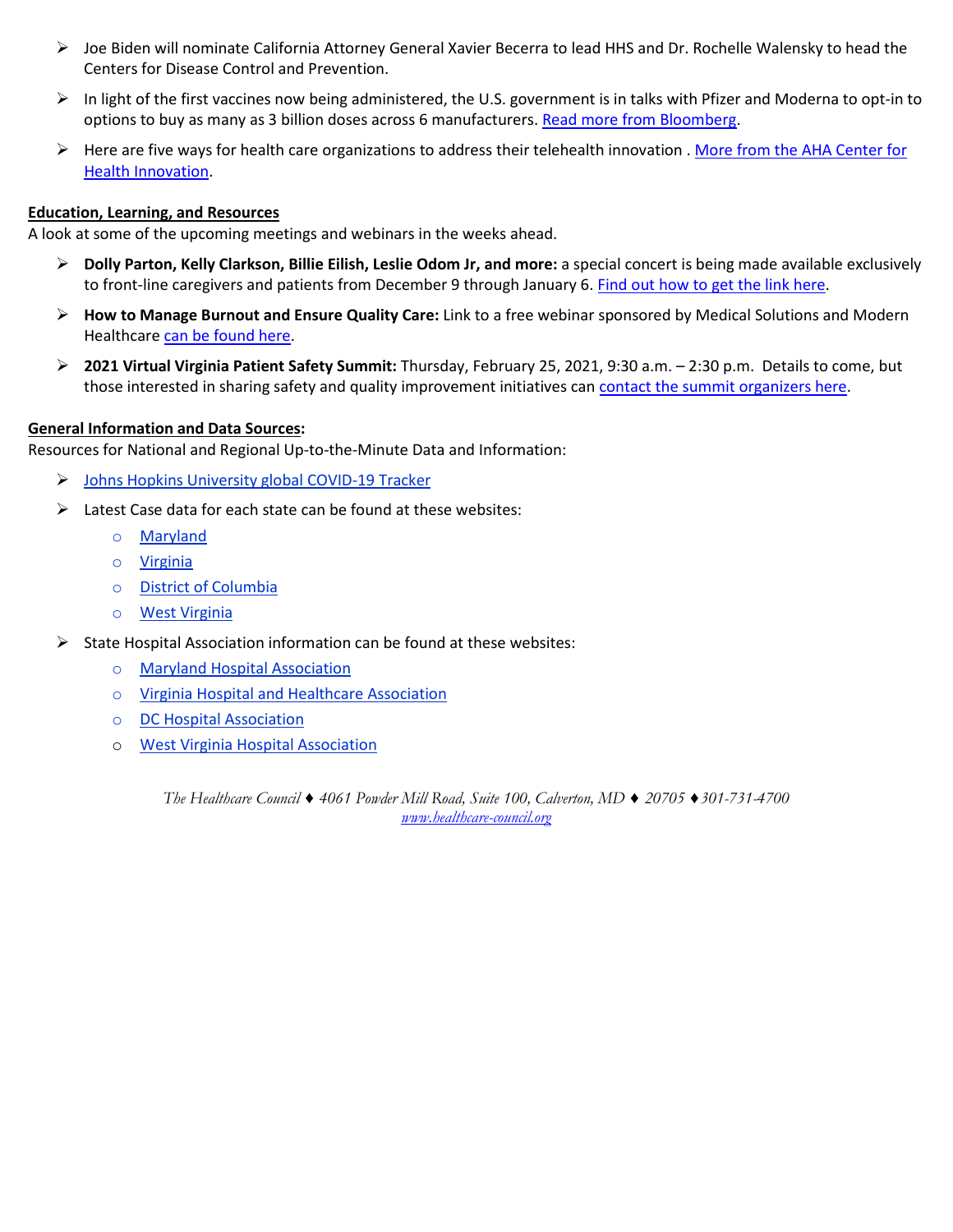- Joe Biden will nominate California Attorney General Xavier Becerra to lead HHS and Dr. Rochelle Walensky to head the Centers for Disease Control and Prevention.
- In light of the first vaccines now being administered, the U.S. government is in talks with Pfizer and Moderna to opt-in to options to buy as many as 3 billion doses across 6 manufacturers. [Read more from Bloomberg].
- Here are five ways for health care organizations to address their telehealth innovation . [More from the AHA Center for Health Innovation].

**Education, Learning, and Resources**

A look at some of the upcoming meetings and webinars in the weeks ahead.

- **Dolly Parton, Kelly Clarkson, Billie Eilish, Leslie Odom Jr, and more:** a special concert is being made available exclusively to front-line caregivers and patients from December 9 through January 6. [Find out how to get the link here].
- **How to Manage Burnout and Ensure Quality Care:** Link to a free webinar sponsored by Medical Solutions and Modern Healthcare [can be found here].
- **2021 Virtual Virginia Patient Safety Summit:** Thursday, February 25, 2021, 9:30 a.m. – 2:30 p.m. Details to come, but those interested in sharing safety and quality improvement initiatives can [contact the summit organizers here].

**General Information and Data Sources:**

Resources for National and Regional Up-to-the-Minute Data and Information:

- [Johns Hopkins University global COVID-19 Tracker]
- Latest Case data for each state can be found at these websites:
  - [Maryland]
  - [Virginia]
  - [District of Columbia]
  - [West Virginia]
- State Hospital Association information can be found at these websites:
  - [Maryland Hospital Association]
  - [Virginia Hospital and Healthcare Association]
  - [DC Hospital Association]
  - [West Virginia Hospital Association]

*The Healthcare Council ♦ 4061 Powder Mill Road, Suite 100, Calverton, MD ♦ 20705 ♦301-731-4700*
*www.healthcare-council.org*